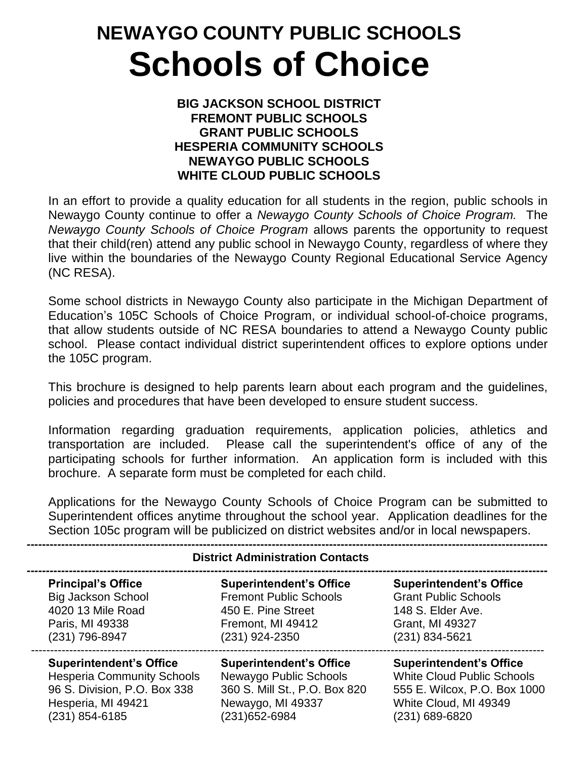# NEWAYGO COUNTY PUBLIC SCHOOLS

# Schools of Choice

**BIG JACKSON SCHOOL DISTRICT**
**FREMONT PUBLIC SCHOOLS**
**GRANT PUBLIC SCHOOLS**
**HESPERIA COMMUNITY SCHOOLS**
**NEWAYGO PUBLIC SCHOOLS**
**WHITE CLOUD PUBLIC SCHOOLS**

In an effort to provide a quality education for all students in the region, public schools in Newaygo County continue to offer a *Newaygo County Schools of Choice Program.* The *Newaygo County Schools of Choice Program* allows parents the opportunity to request that their child(ren) attend any public school in Newaygo County, regardless of where they live within the boundaries of the Newaygo County Regional Educational Service Agency (NC RESA).

Some school districts in Newaygo County also participate in the Michigan Department of Education's 105C Schools of Choice Program, or individual school-of-choice programs, that allow students outside of NC RESA boundaries to attend a Newaygo County public school. Please contact individual district superintendent offices to explore options under the 105C program.

This brochure is designed to help parents learn about each program and the guidelines, policies and procedures that have been developed to ensure student success.

Information regarding graduation requirements, application policies, athletics and transportation are included. Please call the superintendent's office of any of the participating schools for further information. An application form is included with this brochure. A separate form must be completed for each child.

Applications for the Newaygo County Schools of Choice Program can be submitted to Superintendent offices anytime throughout the school year. Application deadlines for the Section 105c program will be publicized on district websites and/or in local newspapers.

---

**District Administration Contacts**

---

**Principal's Office**
Big Jackson School
4020 13 Mile Road
Paris, MI 49338
(231) 796-8947

**Superintendent's Office**
Fremont Public Schools
450 E. Pine Street
Fremont, MI 49412
(231) 924-2350

**Superintendent's Office**
Grant Public Schools
148 S. Elder Ave.
Grant, MI 49327
(231) 834-5621

---

**Superintendent's Office**
Hesperia Community Schools
96 S. Division, P.O. Box 338
Hesperia, MI 49421
(231) 854-6185

**Superintendent's Office**
Newaygo Public Schools
360 S. Mill St., P.O. Box 820
Newaygo, MI 49337
(231)652-6984

**Superintendent's Office**
White Cloud Public Schools
555 E. Wilcox, P.O. Box 1000
White Cloud, MI 49349
(231) 689-6820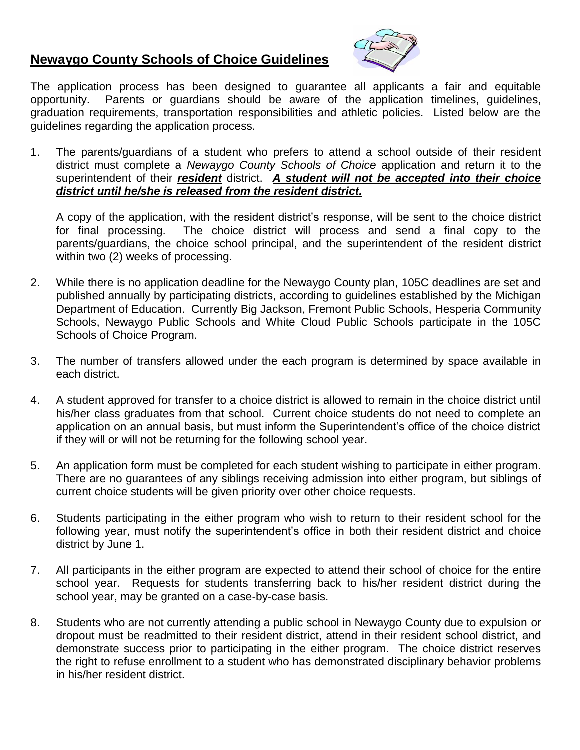## **Newaygo County Schools of Choice Guidelines**

The application process has been designed to guarantee all applicants a fair and equitable opportunity. Parents or guardians should be aware of the application timelines, guidelines, graduation requirements, transportation responsibilities and athletic policies. Listed below are the guidelines regarding the application process.

1. The parents/guardians of a student who prefers to attend a school outside of their resident district must complete a *Newaygo County Schools of Choice* application and return it to the superintendent of their ***resident*** district. ***A student will not be accepted into their choice district until he/she is released from the resident district.***

   A copy of the application, with the resident district's response, will be sent to the choice district for final processing. The choice district will process and send a final copy to the parents/guardians, the choice school principal, and the superintendent of the resident district within two (2) weeks of processing.

2. While there is no application deadline for the Newaygo County plan, 105C deadlines are set and published annually by participating districts, according to guidelines established by the Michigan Department of Education. Currently Big Jackson, Fremont Public Schools, Hesperia Community Schools, Newaygo Public Schools and White Cloud Public Schools participate in the 105C Schools of Choice Program.

3. The number of transfers allowed under the each program is determined by space available in each district.

4. A student approved for transfer to a choice district is allowed to remain in the choice district until his/her class graduates from that school. Current choice students do not need to complete an application on an annual basis, but must inform the Superintendent's office of the choice district if they will or will not be returning for the following school year.

5. An application form must be completed for each student wishing to participate in either program. There are no guarantees of any siblings receiving admission into either program, but siblings of current choice students will be given priority over other choice requests.

6. Students participating in the either program who wish to return to their resident school for the following year, must notify the superintendent's office in both their resident district and choice district by June 1.

7. All participants in the either program are expected to attend their school of choice for the entire school year. Requests for students transferring back to his/her resident district during the school year, may be granted on a case-by-case basis.

8. Students who are not currently attending a public school in Newaygo County due to expulsion or dropout must be readmitted to their resident district, attend in their resident school district, and demonstrate success prior to participating in the either program. The choice district reserves the right to refuse enrollment to a student who has demonstrated disciplinary behavior problems in his/her resident district.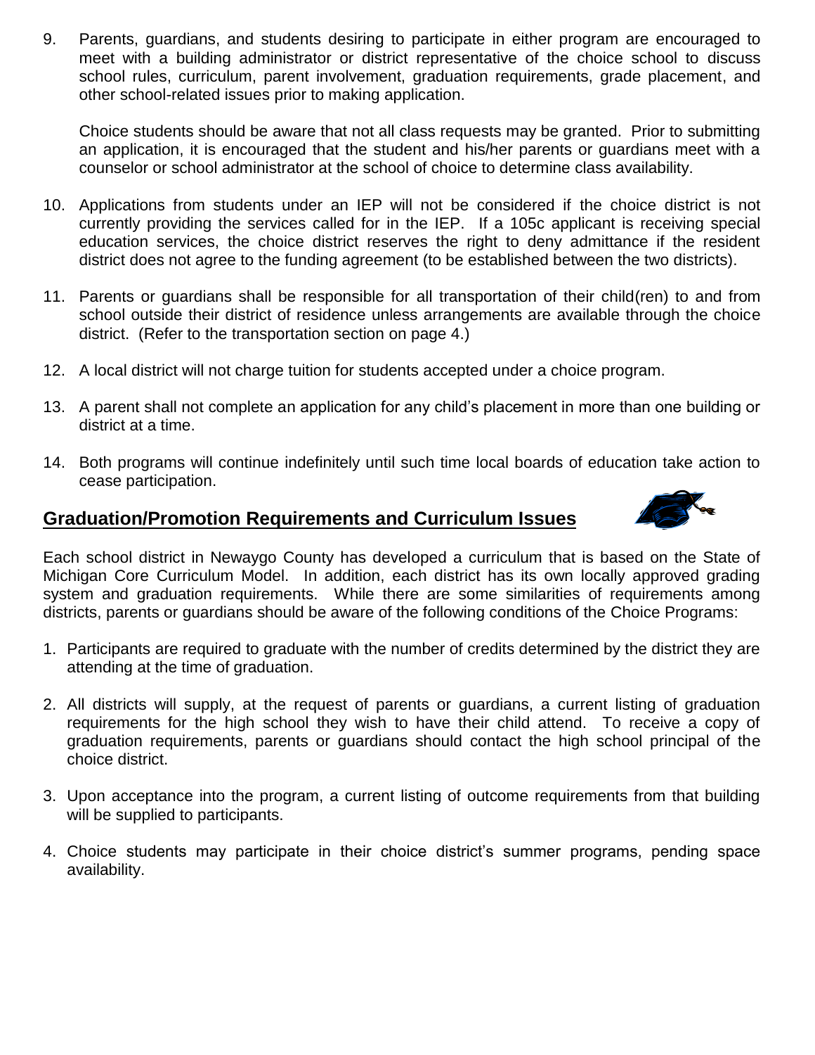9. Parents, guardians, and students desiring to participate in either program are encouraged to meet with a building administrator or district representative of the choice school to discuss school rules, curriculum, parent involvement, graduation requirements, grade placement, and other school-related issues prior to making application.

   Choice students should be aware that not all class requests may be granted. Prior to submitting an application, it is encouraged that the student and his/her parents or guardians meet with a counselor or school administrator at the school of choice to determine class availability.

10. Applications from students under an IEP will not be considered if the choice district is not currently providing the services called for in the IEP. If a 105c applicant is receiving special education services, the choice district reserves the right to deny admittance if the resident district does not agree to the funding agreement (to be established between the two districts).

11. Parents or guardians shall be responsible for all transportation of their child(ren) to and from school outside their district of residence unless arrangements are available through the choice district. (Refer to the transportation section on page 4.)

12. A local district will not charge tuition for students accepted under a choice program.

13. A parent shall not complete an application for any child's placement in more than one building or district at a time.

14. Both programs will continue indefinitely until such time local boards of education take action to cease participation.

## Graduation/Promotion Requirements and Curriculum Issues

Each school district in Newaygo County has developed a curriculum that is based on the State of Michigan Core Curriculum Model. In addition, each district has its own locally approved grading system and graduation requirements. While there are some similarities of requirements among districts, parents or guardians should be aware of the following conditions of the Choice Programs:

1. Participants are required to graduate with the number of credits determined by the district they are attending at the time of graduation.

2. All districts will supply, at the request of parents or guardians, a current listing of graduation requirements for the high school they wish to have their child attend. To receive a copy of graduation requirements, parents or guardians should contact the high school principal of the choice district.

3. Upon acceptance into the program, a current listing of outcome requirements from that building will be supplied to participants.

4. Choice students may participate in their choice district's summer programs, pending space availability.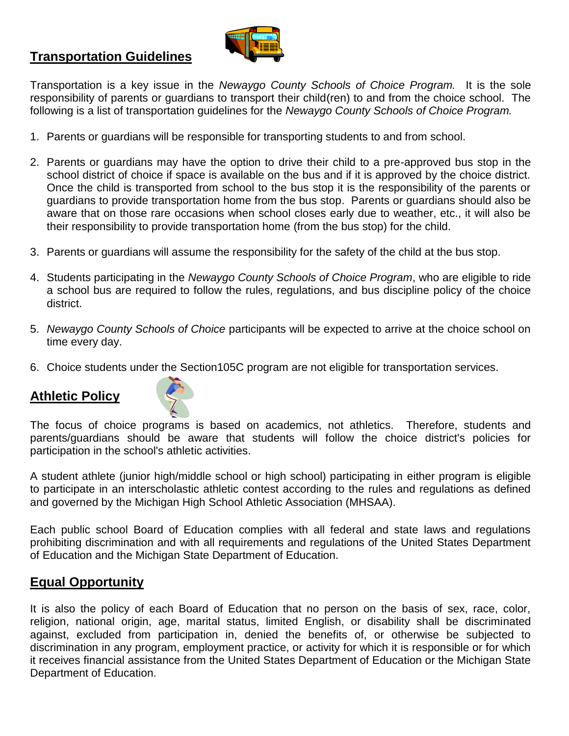## Transportation Guidelines

Transportation is a key issue in the *Newaygo County Schools of Choice Program.* It is the sole responsibility of parents or guardians to transport their child(ren) to and from the choice school. The following is a list of transportation guidelines for the *Newaygo County Schools of Choice Program.*

1. Parents or guardians will be responsible for transporting students to and from school.
2. Parents or guardians may have the option to drive their child to a pre-approved bus stop in the school district of choice if space is available on the bus and if it is approved by the choice district. Once the child is transported from school to the bus stop it is the responsibility of the parents or guardians to provide transportation home from the bus stop. Parents or guardians should also be aware that on those rare occasions when school closes early due to weather, etc., it will also be their responsibility to provide transportation home (from the bus stop) for the child.
3. Parents or guardians will assume the responsibility for the safety of the child at the bus stop.
4. Students participating in the *Newaygo County Schools of Choice Program*, who are eligible to ride a school bus are required to follow the rules, regulations, and bus discipline policy of the choice district.
5. *Newaygo County Schools of Choice* participants will be expected to arrive at the choice school on time every day.
6. Choice students under the Section105C program are not eligible for transportation services.

## Athletic Policy

The focus of choice programs is based on academics, not athletics. Therefore, students and parents/guardians should be aware that students will follow the choice district's policies for participation in the school's athletic activities.

A student athlete (junior high/middle school or high school) participating in either program is eligible to participate in an interscholastic athletic contest according to the rules and regulations as defined and governed by the Michigan High School Athletic Association (MHSAA).

Each public school Board of Education complies with all federal and state laws and regulations prohibiting discrimination and with all requirements and regulations of the United States Department of Education and the Michigan State Department of Education.

## Equal Opportunity

It is also the policy of each Board of Education that no person on the basis of sex, race, color, religion, national origin, age, marital status, limited English, or disability shall be discriminated against, excluded from participation in, denied the benefits of, or otherwise be subjected to discrimination in any program, employment practice, or activity for which it is responsible or for which it receives financial assistance from the United States Department of Education or the Michigan State Department of Education.